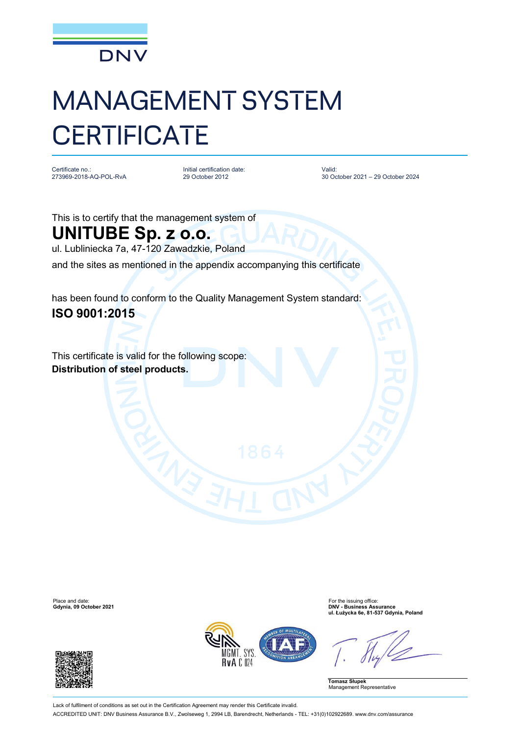# MANAGEMENT SYSTEM CERTIFICATE

| Certificate no.: | Initial certification date: | Valid: |
| --- | --- | --- |
| 273969-2018-AQ-POL-RvA | 29 October 2012 | 30 October 2021 – 29 October 2024 |

This is to certify that the management system of

## UNITUBE Sp. z o.o.

ul. Lubliniecka 7a, 47-120 Zawadzkie, Poland

and the sites as mentioned in the appendix accompanying this certificate

has been found to conform to the Quality Management System standard:

**ISO 9001:2015**

This certificate is valid for the following scope:

**Distribution of steel products.**

Place and date:
**Gdynia, 09 October 2021**

For the issuing office:
**DNV - Business Assurance**
**ul. Łużycka 6e, 81-537 Gdynia, Poland**

**Tomasz Słupek**
Management Representative

Lack of fulfilment of conditions as set out in the Certification Agreement may render this Certificate invalid.

ACCREDITED UNIT: DNV Business Assurance B.V., Zwolseweg 1, 2994 LB, Barendrecht, Netherlands - TEL: +31(0)102922689. www.dnv.com/assurance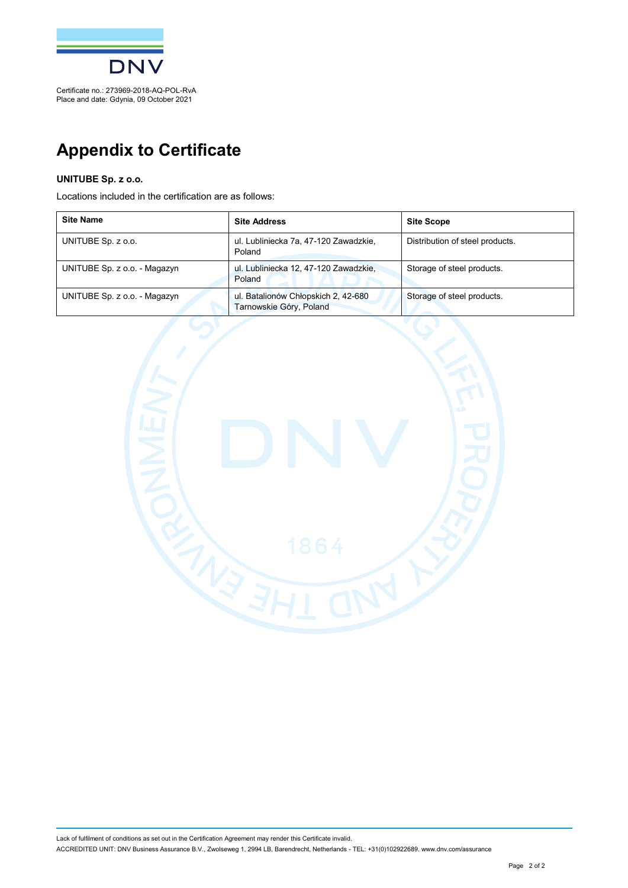Certificate no.: 273969-2018-AQ-POL-RvA
Place and date: Gdynia, 09 October 2021

# Appendix to Certificate

**UNITUBE Sp. z o.o.**

Locations included in the certification are as follows:

| Site Name | Site Address | Site Scope |
| --- | --- | --- |
| UNITUBE Sp. z o.o. | ul. Lubliniecka 7a, 47-120 Zawadzkie, Poland | Distribution of steel products. |
| UNITUBE Sp. z o.o. - Magazyn | ul. Lubliniecka 12, 47-120 Zawadzkie, Poland | Storage of steel products. |
| UNITUBE Sp. z o.o. - Magazyn | ul. Batalionów Chłopskich 2, 42-680 Tarnowskie Góry, Poland | Storage of steel products. |

Lack of fulfilment of conditions as set out in the Certification Agreement may render this Certificate invalid.

ACCREDITED UNIT: DNV Business Assurance B.V., Zwolseweg 1, 2994 LB, Barendrecht, Netherlands - TEL: +31(0)102922689. www.dnv.com/assurance